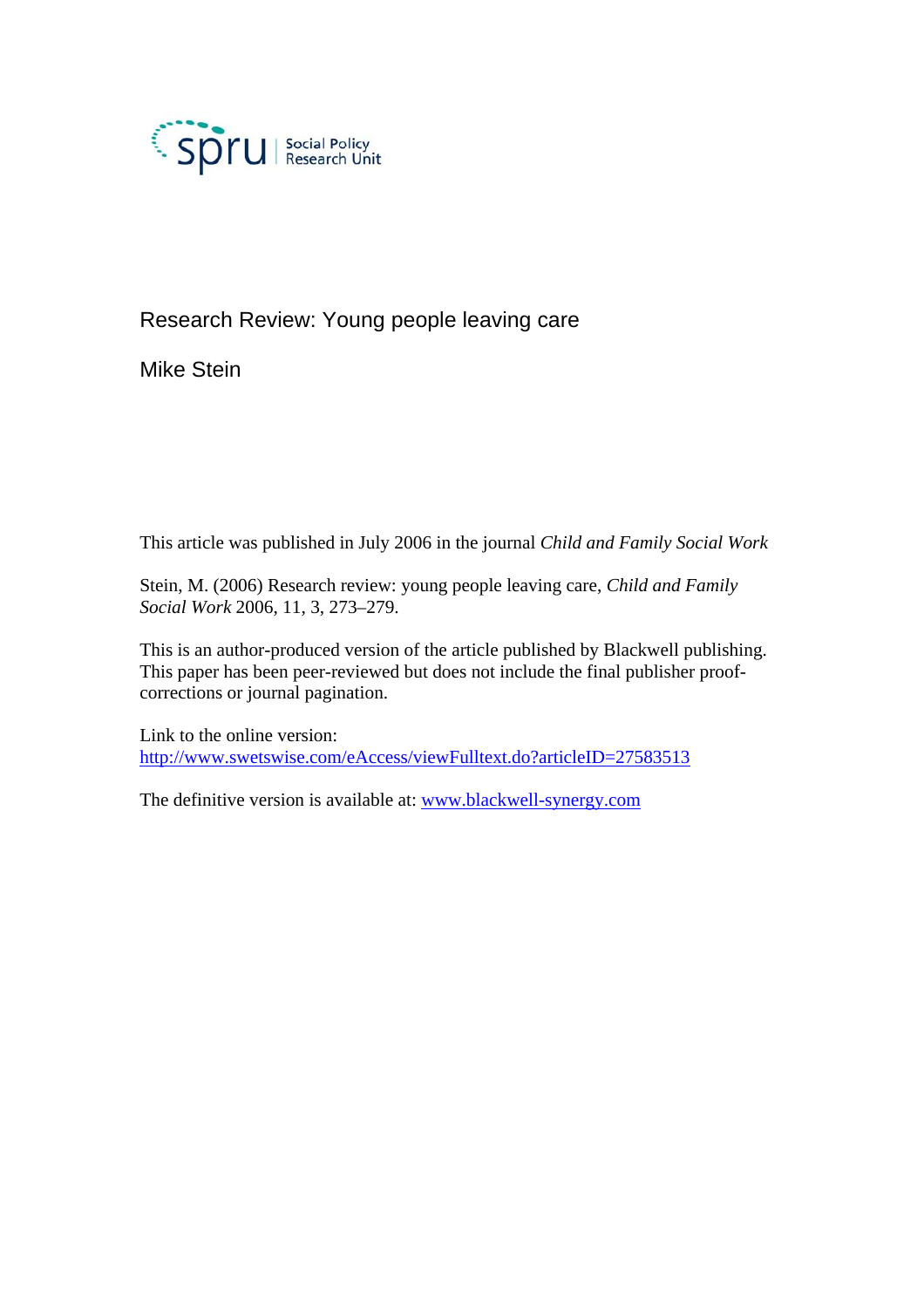spru | Social Policy Research Unit

# Research Review: Young people leaving care

## Mike Stein

This article was published in July 2006 in the journal *Child and Family Social Work*

Stein, M. (2006) Research review: young people leaving care, *Child and Family Social Work* 2006, 11, 3, 273–279.

This is an author-produced version of the article published by Blackwell publishing. This paper has been peer-reviewed but does not include the final publisher proof-corrections or journal pagination.

Link to the online version:
http://www.swetswise.com/eAccess/viewFulltext.do?articleID=27583513

The definitive version is available at: www.blackwell-synergy.com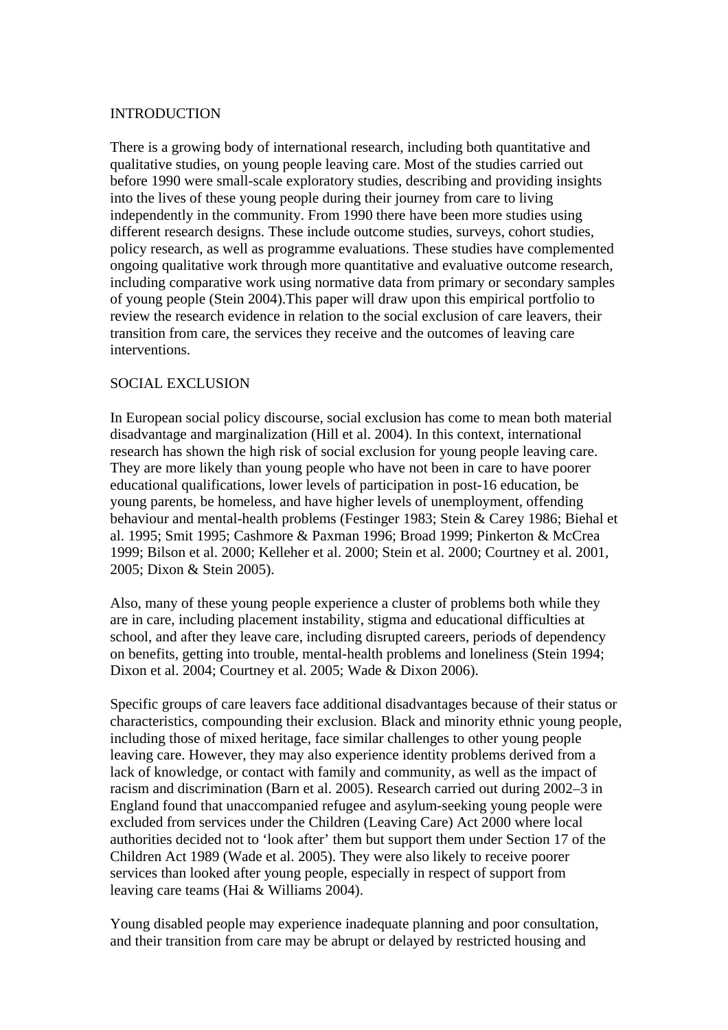## INTRODUCTION

There is a growing body of international research, including both quantitative and qualitative studies, on young people leaving care. Most of the studies carried out before 1990 were small-scale exploratory studies, describing and providing insights into the lives of these young people during their journey from care to living independently in the community. From 1990 there have been more studies using different research designs. These include outcome studies, surveys, cohort studies, policy research, as well as programme evaluations. These studies have complemented ongoing qualitative work through more quantitative and evaluative outcome research, including comparative work using normative data from primary or secondary samples of young people (Stein 2004).This paper will draw upon this empirical portfolio to review the research evidence in relation to the social exclusion of care leavers, their transition from care, the services they receive and the outcomes of leaving care interventions.

## SOCIAL EXCLUSION

In European social policy discourse, social exclusion has come to mean both material disadvantage and marginalization (Hill et al. 2004). In this context, international research has shown the high risk of social exclusion for young people leaving care. They are more likely than young people who have not been in care to have poorer educational qualifications, lower levels of participation in post-16 education, be young parents, be homeless, and have higher levels of unemployment, offending behaviour and mental-health problems (Festinger 1983; Stein & Carey 1986; Biehal et al. 1995; Smit 1995; Cashmore & Paxman 1996; Broad 1999; Pinkerton & McCrea 1999; Bilson et al. 2000; Kelleher et al. 2000; Stein et al. 2000; Courtney et al. 2001, 2005; Dixon & Stein 2005).

Also, many of these young people experience a cluster of problems both while they are in care, including placement instability, stigma and educational difficulties at school, and after they leave care, including disrupted careers, periods of dependency on benefits, getting into trouble, mental-health problems and loneliness (Stein 1994; Dixon et al. 2004; Courtney et al. 2005; Wade & Dixon 2006).

Specific groups of care leavers face additional disadvantages because of their status or characteristics, compounding their exclusion. Black and minority ethnic young people, including those of mixed heritage, face similar challenges to other young people leaving care. However, they may also experience identity problems derived from a lack of knowledge, or contact with family and community, as well as the impact of racism and discrimination (Barn et al. 2005). Research carried out during 2002–3 in England found that unaccompanied refugee and asylum-seeking young people were excluded from services under the Children (Leaving Care) Act 2000 where local authorities decided not to 'look after' them but support them under Section 17 of the Children Act 1989 (Wade et al. 2005). They were also likely to receive poorer services than looked after young people, especially in respect of support from leaving care teams (Hai & Williams 2004).

Young disabled people may experience inadequate planning and poor consultation, and their transition from care may be abrupt or delayed by restricted housing and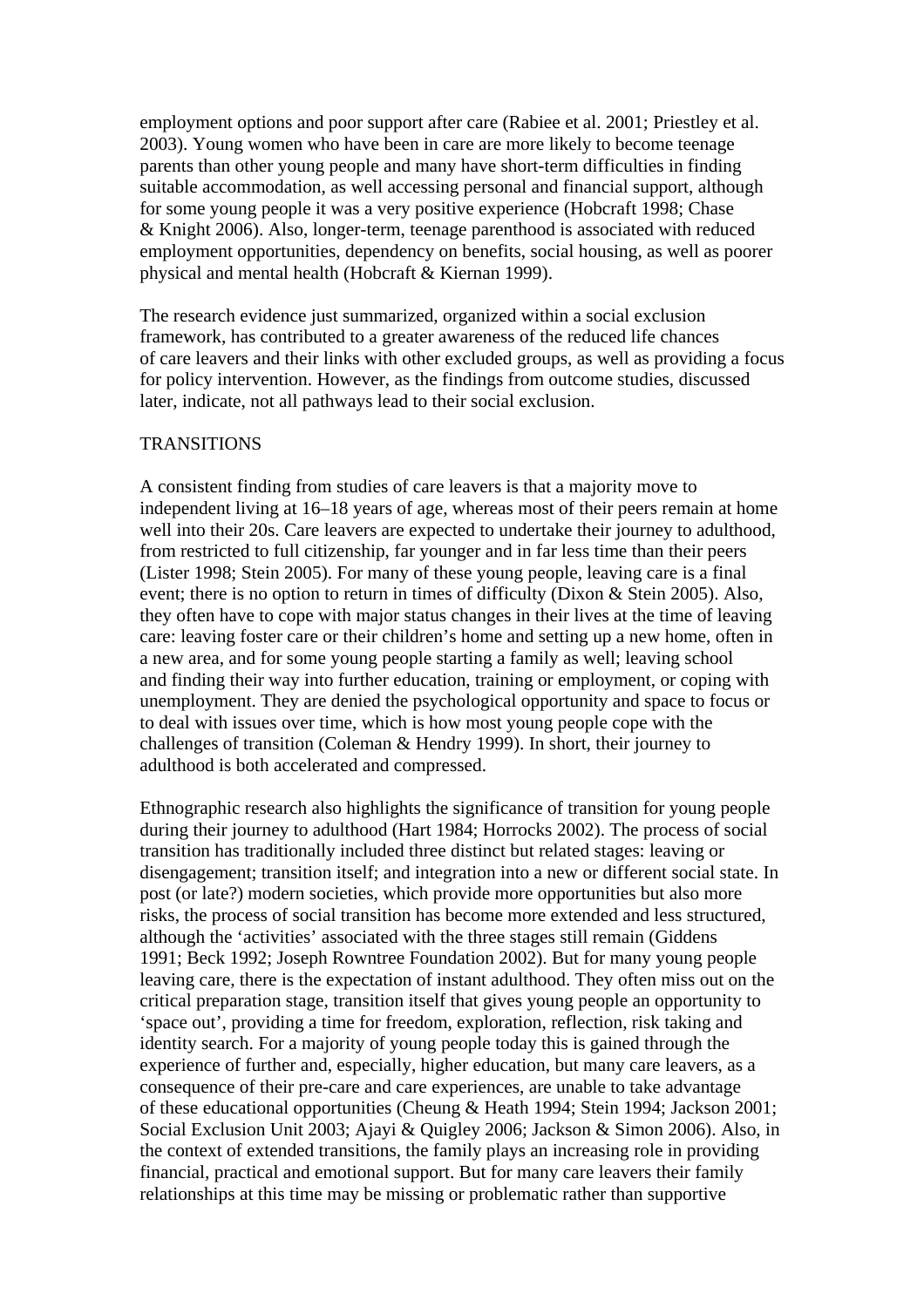employment options and poor support after care (Rabiee et al. 2001; Priestley et al. 2003). Young women who have been in care are more likely to become teenage parents than other young people and many have short-term difficulties in finding suitable accommodation, as well accessing personal and financial support, although for some young people it was a very positive experience (Hobcraft 1998; Chase & Knight 2006). Also, longer-term, teenage parenthood is associated with reduced employment opportunities, dependency on benefits, social housing, as well as poorer physical and mental health (Hobcraft & Kiernan 1999).

The research evidence just summarized, organized within a social exclusion framework, has contributed to a greater awareness of the reduced life chances of care leavers and their links with other excluded groups, as well as providing a focus for policy intervention. However, as the findings from outcome studies, discussed later, indicate, not all pathways lead to their social exclusion.

## TRANSITIONS

A consistent finding from studies of care leavers is that a majority move to independent living at 16–18 years of age, whereas most of their peers remain at home well into their 20s. Care leavers are expected to undertake their journey to adulthood, from restricted to full citizenship, far younger and in far less time than their peers (Lister 1998; Stein 2005). For many of these young people, leaving care is a final event; there is no option to return in times of difficulty (Dixon & Stein 2005). Also, they often have to cope with major status changes in their lives at the time of leaving care: leaving foster care or their children's home and setting up a new home, often in a new area, and for some young people starting a family as well; leaving school and finding their way into further education, training or employment, or coping with unemployment. They are denied the psychological opportunity and space to focus or to deal with issues over time, which is how most young people cope with the challenges of transition (Coleman & Hendry 1999). In short, their journey to adulthood is both accelerated and compressed.

Ethnographic research also highlights the significance of transition for young people during their journey to adulthood (Hart 1984; Horrocks 2002). The process of social transition has traditionally included three distinct but related stages: leaving or disengagement; transition itself; and integration into a new or different social state. In post (or late?) modern societies, which provide more opportunities but also more risks, the process of social transition has become more extended and less structured, although the 'activities' associated with the three stages still remain (Giddens 1991; Beck 1992; Joseph Rowntree Foundation 2002). But for many young people leaving care, there is the expectation of instant adulthood. They often miss out on the critical preparation stage, transition itself that gives young people an opportunity to 'space out', providing a time for freedom, exploration, reflection, risk taking and identity search. For a majority of young people today this is gained through the experience of further and, especially, higher education, but many care leavers, as a consequence of their pre-care and care experiences, are unable to take advantage of these educational opportunities (Cheung & Heath 1994; Stein 1994; Jackson 2001; Social Exclusion Unit 2003; Ajayi & Quigley 2006; Jackson & Simon 2006). Also, in the context of extended transitions, the family plays an increasing role in providing financial, practical and emotional support. But for many care leavers their family relationships at this time may be missing or problematic rather than supportive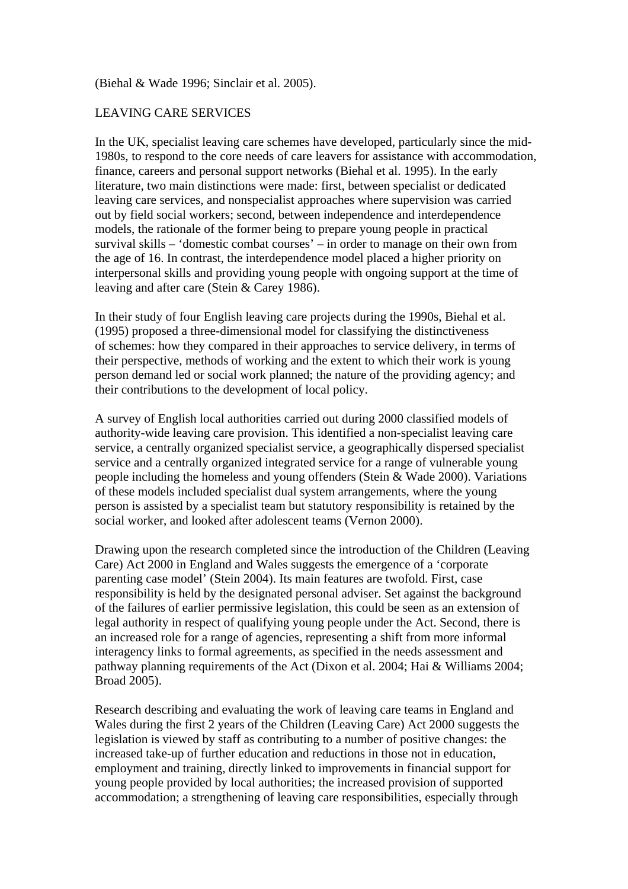(Biehal & Wade 1996; Sinclair et al. 2005).

## LEAVING CARE SERVICES

In the UK, specialist leaving care schemes have developed, particularly since the mid-1980s, to respond to the core needs of care leavers for assistance with accommodation, finance, careers and personal support networks (Biehal et al. 1995). In the early literature, two main distinctions were made: first, between specialist or dedicated leaving care services, and nonspecialist approaches where supervision was carried out by field social workers; second, between independence and interdependence models, the rationale of the former being to prepare young people in practical survival skills – 'domestic combat courses' – in order to manage on their own from the age of 16. In contrast, the interdependence model placed a higher priority on interpersonal skills and providing young people with ongoing support at the time of leaving and after care (Stein & Carey 1986).

In their study of four English leaving care projects during the 1990s, Biehal et al. (1995) proposed a three-dimensional model for classifying the distinctiveness of schemes: how they compared in their approaches to service delivery, in terms of their perspective, methods of working and the extent to which their work is young person demand led or social work planned; the nature of the providing agency; and their contributions to the development of local policy.

A survey of English local authorities carried out during 2000 classified models of authority-wide leaving care provision. This identified a non-specialist leaving care service, a centrally organized specialist service, a geographically dispersed specialist service and a centrally organized integrated service for a range of vulnerable young people including the homeless and young offenders (Stein & Wade 2000). Variations of these models included specialist dual system arrangements, where the young person is assisted by a specialist team but statutory responsibility is retained by the social worker, and looked after adolescent teams (Vernon 2000).

Drawing upon the research completed since the introduction of the Children (Leaving Care) Act 2000 in England and Wales suggests the emergence of a 'corporate parenting case model' (Stein 2004). Its main features are twofold. First, case responsibility is held by the designated personal adviser. Set against the background of the failures of earlier permissive legislation, this could be seen as an extension of legal authority in respect of qualifying young people under the Act. Second, there is an increased role for a range of agencies, representing a shift from more informal interagency links to formal agreements, as specified in the needs assessment and pathway planning requirements of the Act (Dixon et al. 2004; Hai & Williams 2004; Broad 2005).

Research describing and evaluating the work of leaving care teams in England and Wales during the first 2 years of the Children (Leaving Care) Act 2000 suggests the legislation is viewed by staff as contributing to a number of positive changes: the increased take-up of further education and reductions in those not in education, employment and training, directly linked to improvements in financial support for young people provided by local authorities; the increased provision of supported accommodation; a strengthening of leaving care responsibilities, especially through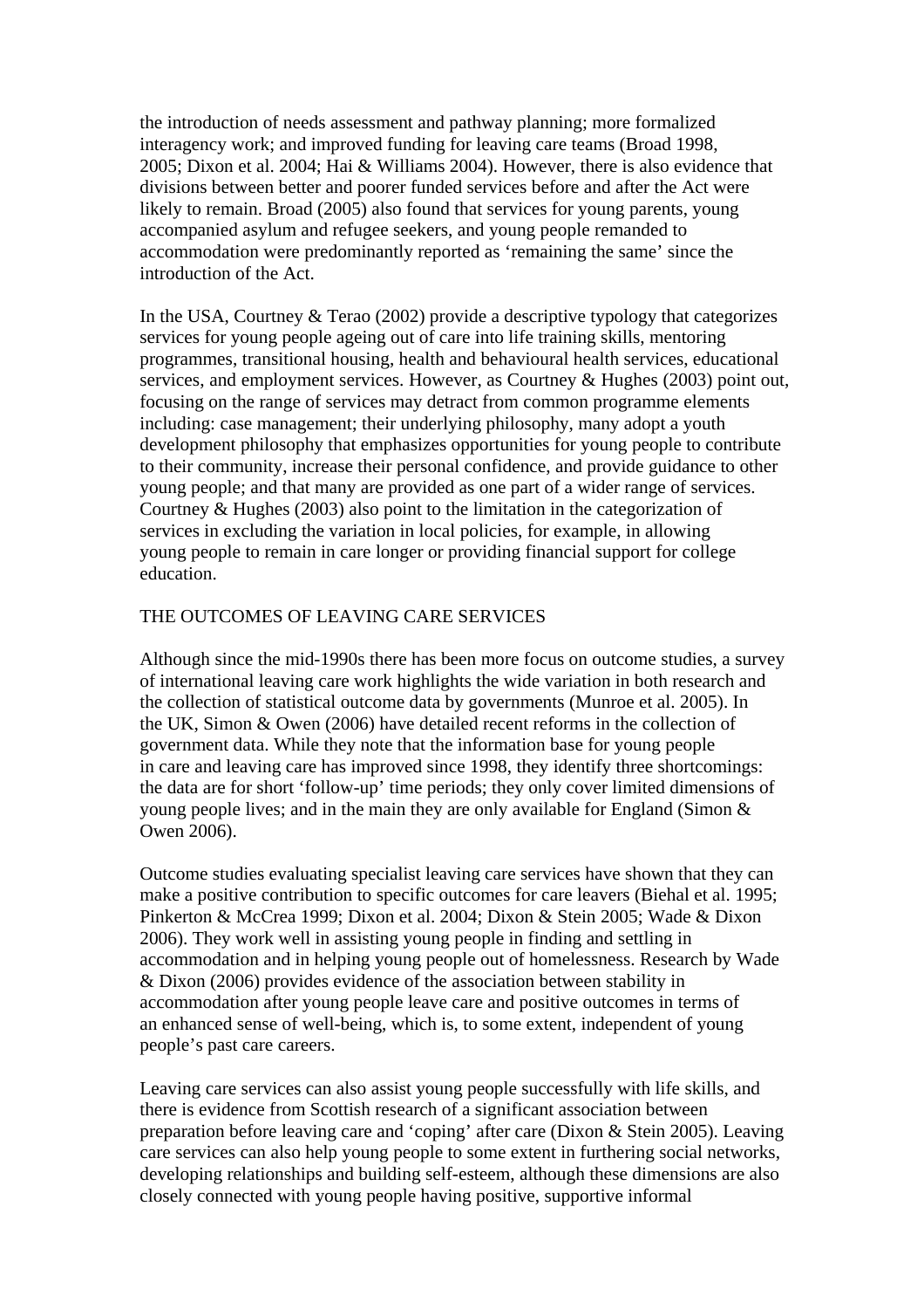the introduction of needs assessment and pathway planning; more formalized interagency work; and improved funding for leaving care teams (Broad 1998, 2005; Dixon et al. 2004; Hai & Williams 2004). However, there is also evidence that divisions between better and poorer funded services before and after the Act were likely to remain. Broad (2005) also found that services for young parents, young accompanied asylum and refugee seekers, and young people remanded to accommodation were predominantly reported as 'remaining the same' since the introduction of the Act.

In the USA, Courtney & Terao (2002) provide a descriptive typology that categorizes services for young people ageing out of care into life training skills, mentoring programmes, transitional housing, health and behavioural health services, educational services, and employment services. However, as Courtney & Hughes (2003) point out, focusing on the range of services may detract from common programme elements including: case management; their underlying philosophy, many adopt a youth development philosophy that emphasizes opportunities for young people to contribute to their community, increase their personal confidence, and provide guidance to other young people; and that many are provided as one part of a wider range of services. Courtney & Hughes (2003) also point to the limitation in the categorization of services in excluding the variation in local policies, for example, in allowing young people to remain in care longer or providing financial support for college education.

## THE OUTCOMES OF LEAVING CARE SERVICES

Although since the mid-1990s there has been more focus on outcome studies, a survey of international leaving care work highlights the wide variation in both research and the collection of statistical outcome data by governments (Munroe et al. 2005). In the UK, Simon & Owen (2006) have detailed recent reforms in the collection of government data. While they note that the information base for young people in care and leaving care has improved since 1998, they identify three shortcomings: the data are for short 'follow-up' time periods; they only cover limited dimensions of young people lives; and in the main they are only available for England (Simon & Owen 2006).

Outcome studies evaluating specialist leaving care services have shown that they can make a positive contribution to specific outcomes for care leavers (Biehal et al. 1995; Pinkerton & McCrea 1999; Dixon et al. 2004; Dixon & Stein 2005; Wade & Dixon 2006). They work well in assisting young people in finding and settling in accommodation and in helping young people out of homelessness. Research by Wade & Dixon (2006) provides evidence of the association between stability in accommodation after young people leave care and positive outcomes in terms of an enhanced sense of well-being, which is, to some extent, independent of young people's past care careers.

Leaving care services can also assist young people successfully with life skills, and there is evidence from Scottish research of a significant association between preparation before leaving care and 'coping' after care (Dixon & Stein 2005). Leaving care services can also help young people to some extent in furthering social networks, developing relationships and building self-esteem, although these dimensions are also closely connected with young people having positive, supportive informal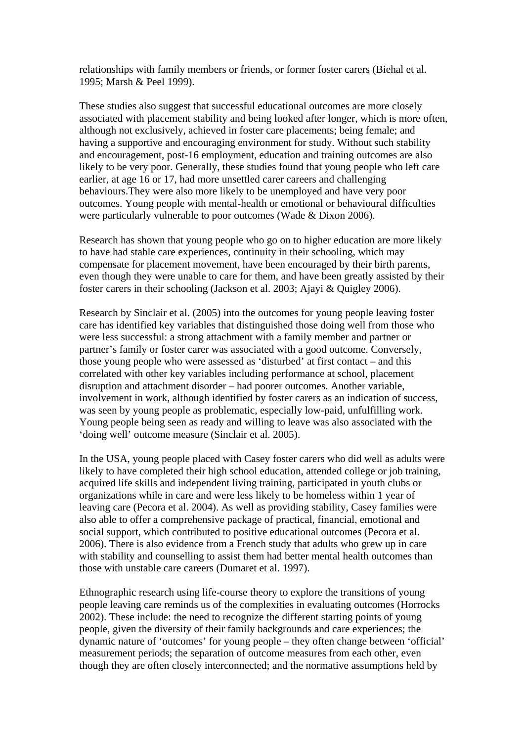relationships with family members or friends, or former foster carers (Biehal et al. 1995; Marsh & Peel 1999).

These studies also suggest that successful educational outcomes are more closely associated with placement stability and being looked after longer, which is more often, although not exclusively, achieved in foster care placements; being female; and having a supportive and encouraging environment for study. Without such stability and encouragement, post-16 employment, education and training outcomes are also likely to be very poor. Generally, these studies found that young people who left care earlier, at age 16 or 17, had more unsettled carer careers and challenging behaviours.They were also more likely to be unemployed and have very poor outcomes. Young people with mental-health or emotional or behavioural difficulties were particularly vulnerable to poor outcomes (Wade & Dixon 2006).

Research has shown that young people who go on to higher education are more likely to have had stable care experiences, continuity in their schooling, which may compensate for placement movement, have been encouraged by their birth parents, even though they were unable to care for them, and have been greatly assisted by their foster carers in their schooling (Jackson et al. 2003; Ajayi & Quigley 2006).

Research by Sinclair et al. (2005) into the outcomes for young people leaving foster care has identified key variables that distinguished those doing well from those who were less successful: a strong attachment with a family member and partner or partner's family or foster carer was associated with a good outcome. Conversely, those young people who were assessed as 'disturbed' at first contact – and this correlated with other key variables including performance at school, placement disruption and attachment disorder – had poorer outcomes. Another variable, involvement in work, although identified by foster carers as an indication of success, was seen by young people as problematic, especially low-paid, unfulfilling work. Young people being seen as ready and willing to leave was also associated with the 'doing well' outcome measure (Sinclair et al. 2005).

In the USA, young people placed with Casey foster carers who did well as adults were likely to have completed their high school education, attended college or job training, acquired life skills and independent living training, participated in youth clubs or organizations while in care and were less likely to be homeless within 1 year of leaving care (Pecora et al. 2004). As well as providing stability, Casey families were also able to offer a comprehensive package of practical, financial, emotional and social support, which contributed to positive educational outcomes (Pecora et al. 2006). There is also evidence from a French study that adults who grew up in care with stability and counselling to assist them had better mental health outcomes than those with unstable care careers (Dumaret et al. 1997).

Ethnographic research using life-course theory to explore the transitions of young people leaving care reminds us of the complexities in evaluating outcomes (Horrocks 2002). These include: the need to recognize the different starting points of young people, given the diversity of their family backgrounds and care experiences; the dynamic nature of 'outcomes' for young people – they often change between 'official' measurement periods; the separation of outcome measures from each other, even though they are often closely interconnected; and the normative assumptions held by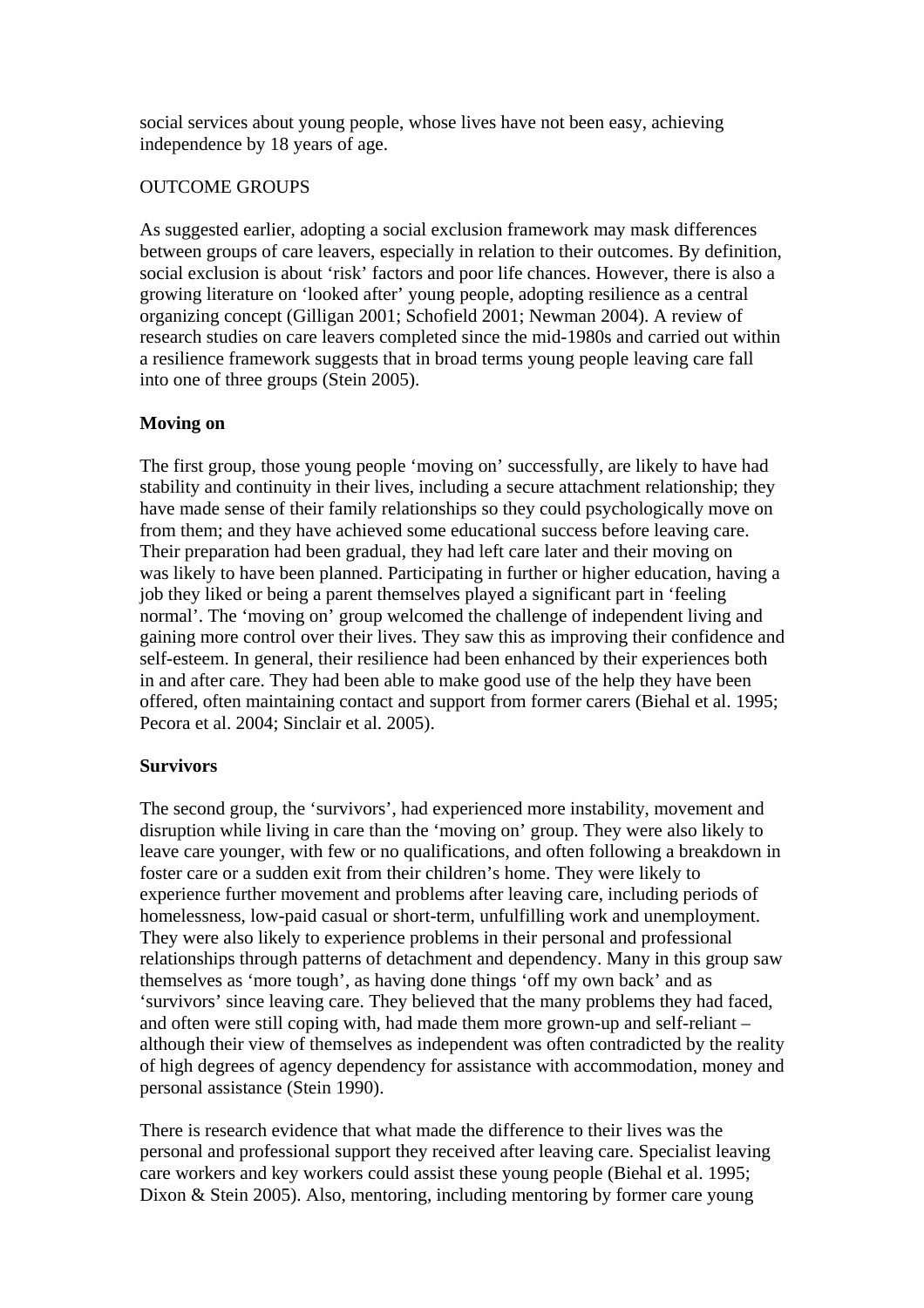social services about young people, whose lives have not been easy, achieving independence by 18 years of age.

## OUTCOME GROUPS

As suggested earlier, adopting a social exclusion framework may mask differences between groups of care leavers, especially in relation to their outcomes. By definition, social exclusion is about 'risk' factors and poor life chances. However, there is also a growing literature on 'looked after' young people, adopting resilience as a central organizing concept (Gilligan 2001; Schofield 2001; Newman 2004). A review of research studies on care leavers completed since the mid-1980s and carried out within a resilience framework suggests that in broad terms young people leaving care fall into one of three groups (Stein 2005).

### Moving on

The first group, those young people 'moving on' successfully, are likely to have had stability and continuity in their lives, including a secure attachment relationship; they have made sense of their family relationships so they could psychologically move on from them; and they have achieved some educational success before leaving care. Their preparation had been gradual, they had left care later and their moving on was likely to have been planned. Participating in further or higher education, having a job they liked or being a parent themselves played a significant part in 'feeling normal'. The 'moving on' group welcomed the challenge of independent living and gaining more control over their lives. They saw this as improving their confidence and self-esteem. In general, their resilience had been enhanced by their experiences both in and after care. They had been able to make good use of the help they have been offered, often maintaining contact and support from former carers (Biehal et al. 1995; Pecora et al. 2004; Sinclair et al. 2005).

### Survivors

The second group, the 'survivors', had experienced more instability, movement and disruption while living in care than the 'moving on' group. They were also likely to leave care younger, with few or no qualifications, and often following a breakdown in foster care or a sudden exit from their children's home. They were likely to experience further movement and problems after leaving care, including periods of homelessness, low-paid casual or short-term, unfulfilling work and unemployment. They were also likely to experience problems in their personal and professional relationships through patterns of detachment and dependency. Many in this group saw themselves as 'more tough', as having done things 'off my own back' and as 'survivors' since leaving care. They believed that the many problems they had faced, and often were still coping with, had made them more grown-up and self-reliant – although their view of themselves as independent was often contradicted by the reality of high degrees of agency dependency for assistance with accommodation, money and personal assistance (Stein 1990).

There is research evidence that what made the difference to their lives was the personal and professional support they received after leaving care. Specialist leaving care workers and key workers could assist these young people (Biehal et al. 1995; Dixon & Stein 2005). Also, mentoring, including mentoring by former care young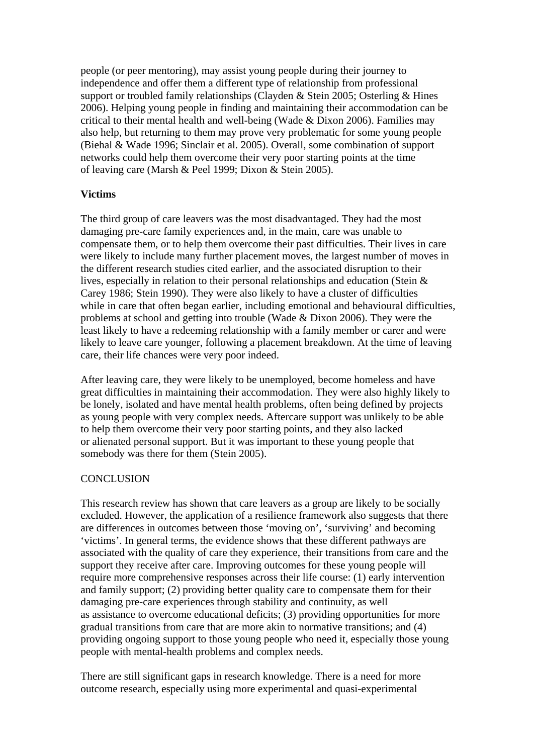people (or peer mentoring), may assist young people during their journey to independence and offer them a different type of relationship from professional support or troubled family relationships (Clayden & Stein 2005; Osterling & Hines 2006). Helping young people in finding and maintaining their accommodation can be critical to their mental health and well-being (Wade & Dixon 2006). Families may also help, but returning to them may prove very problematic for some young people (Biehal & Wade 1996; Sinclair et al. 2005). Overall, some combination of support networks could help them overcome their very poor starting points at the time of leaving care (Marsh & Peel 1999; Dixon & Stein 2005).

**Victims**

The third group of care leavers was the most disadvantaged. They had the most damaging pre-care family experiences and, in the main, care was unable to compensate them, or to help them overcome their past difficulties. Their lives in care were likely to include many further placement moves, the largest number of moves in the different research studies cited earlier, and the associated disruption to their lives, especially in relation to their personal relationships and education (Stein & Carey 1986; Stein 1990). They were also likely to have a cluster of difficulties while in care that often began earlier, including emotional and behavioural difficulties, problems at school and getting into trouble (Wade & Dixon 2006). They were the least likely to have a redeeming relationship with a family member or carer and were likely to leave care younger, following a placement breakdown. At the time of leaving care, their life chances were very poor indeed.

After leaving care, they were likely to be unemployed, become homeless and have great difficulties in maintaining their accommodation. They were also highly likely to be lonely, isolated and have mental health problems, often being defined by projects as young people with very complex needs. Aftercare support was unlikely to be able to help them overcome their very poor starting points, and they also lacked or alienated personal support. But it was important to these young people that somebody was there for them (Stein 2005).

## CONCLUSION

This research review has shown that care leavers as a group are likely to be socially excluded. However, the application of a resilience framework also suggests that there are differences in outcomes between those 'moving on', 'surviving' and becoming 'victims'. In general terms, the evidence shows that these different pathways are associated with the quality of care they experience, their transitions from care and the support they receive after care. Improving outcomes for these young people will require more comprehensive responses across their life course: (1) early intervention and family support; (2) providing better quality care to compensate them for their damaging pre-care experiences through stability and continuity, as well as assistance to overcome educational deficits; (3) providing opportunities for more gradual transitions from care that are more akin to normative transitions; and (4) providing ongoing support to those young people who need it, especially those young people with mental-health problems and complex needs.

There are still significant gaps in research knowledge. There is a need for more outcome research, especially using more experimental and quasi-experimental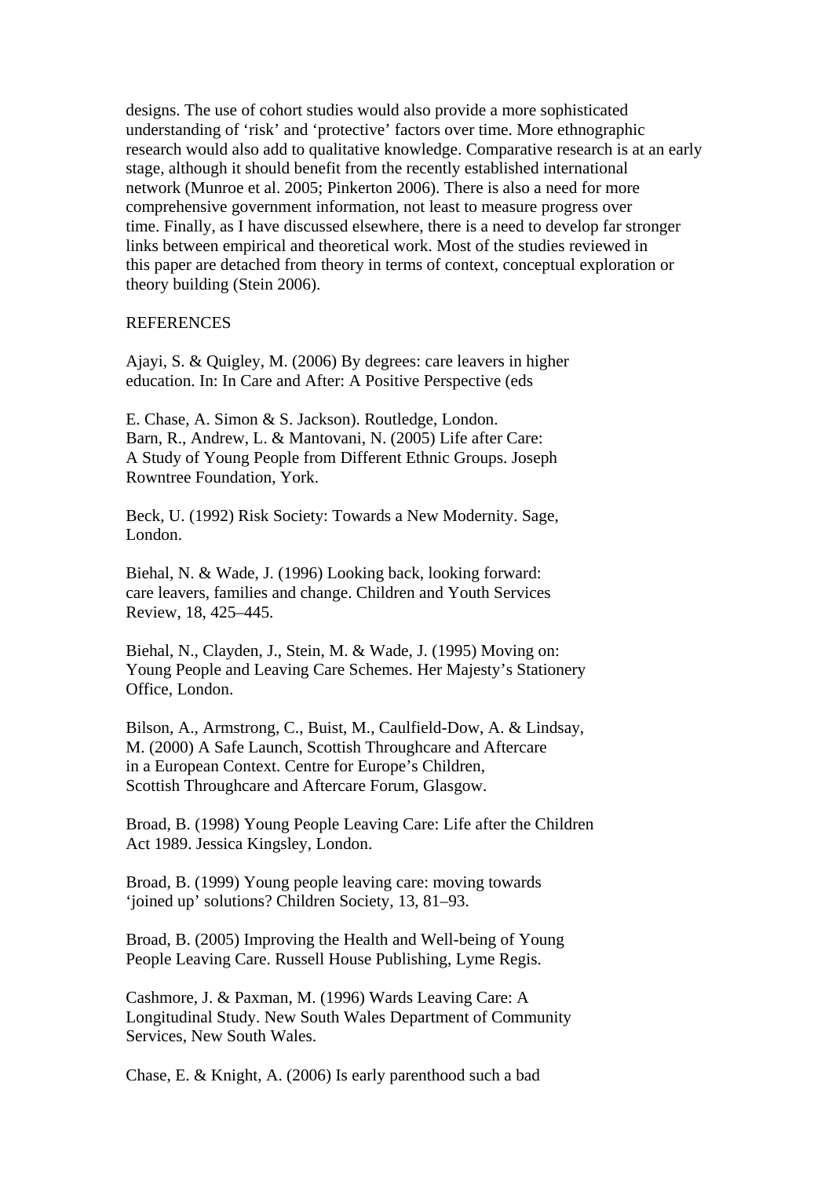designs. The use of cohort studies would also provide a more sophisticated understanding of 'risk' and 'protective' factors over time. More ethnographic research would also add to qualitative knowledge. Comparative research is at an early stage, although it should benefit from the recently established international network (Munroe et al. 2005; Pinkerton 2006). There is also a need for more comprehensive government information, not least to measure progress over time. Finally, as I have discussed elsewhere, there is a need to develop far stronger links between empirical and theoretical work. Most of the studies reviewed in this paper are detached from theory in terms of context, conceptual exploration or theory building (Stein 2006).

REFERENCES

Ajayi, S. & Quigley, M. (2006) By degrees: care leavers in higher education. In: In Care and After: A Positive Perspective (eds

E. Chase, A. Simon & S. Jackson). Routledge, London.
Barn, R., Andrew, L. & Mantovani, N. (2005) Life after Care: A Study of Young People from Different Ethnic Groups. Joseph Rowntree Foundation, York.

Beck, U. (1992) Risk Society: Towards a New Modernity. Sage, London.

Biehal, N. & Wade, J. (1996) Looking back, looking forward: care leavers, families and change. Children and Youth Services Review, 18, 425–445.

Biehal, N., Clayden, J., Stein, M. & Wade, J. (1995) Moving on: Young People and Leaving Care Schemes. Her Majesty's Stationery Office, London.

Bilson, A., Armstrong, C., Buist, M., Caulfield-Dow, A. & Lindsay, M. (2000) A Safe Launch, Scottish Throughcare and Aftercare in a European Context. Centre for Europe's Children, Scottish Throughcare and Aftercare Forum, Glasgow.

Broad, B. (1998) Young People Leaving Care: Life after the Children Act 1989. Jessica Kingsley, London.

Broad, B. (1999) Young people leaving care: moving towards 'joined up' solutions? Children Society, 13, 81–93.

Broad, B. (2005) Improving the Health and Well-being of Young People Leaving Care. Russell House Publishing, Lyme Regis.

Cashmore, J. & Paxman, M. (1996) Wards Leaving Care: A Longitudinal Study. New South Wales Department of Community Services, New South Wales.

Chase, E. & Knight, A. (2006) Is early parenthood such a bad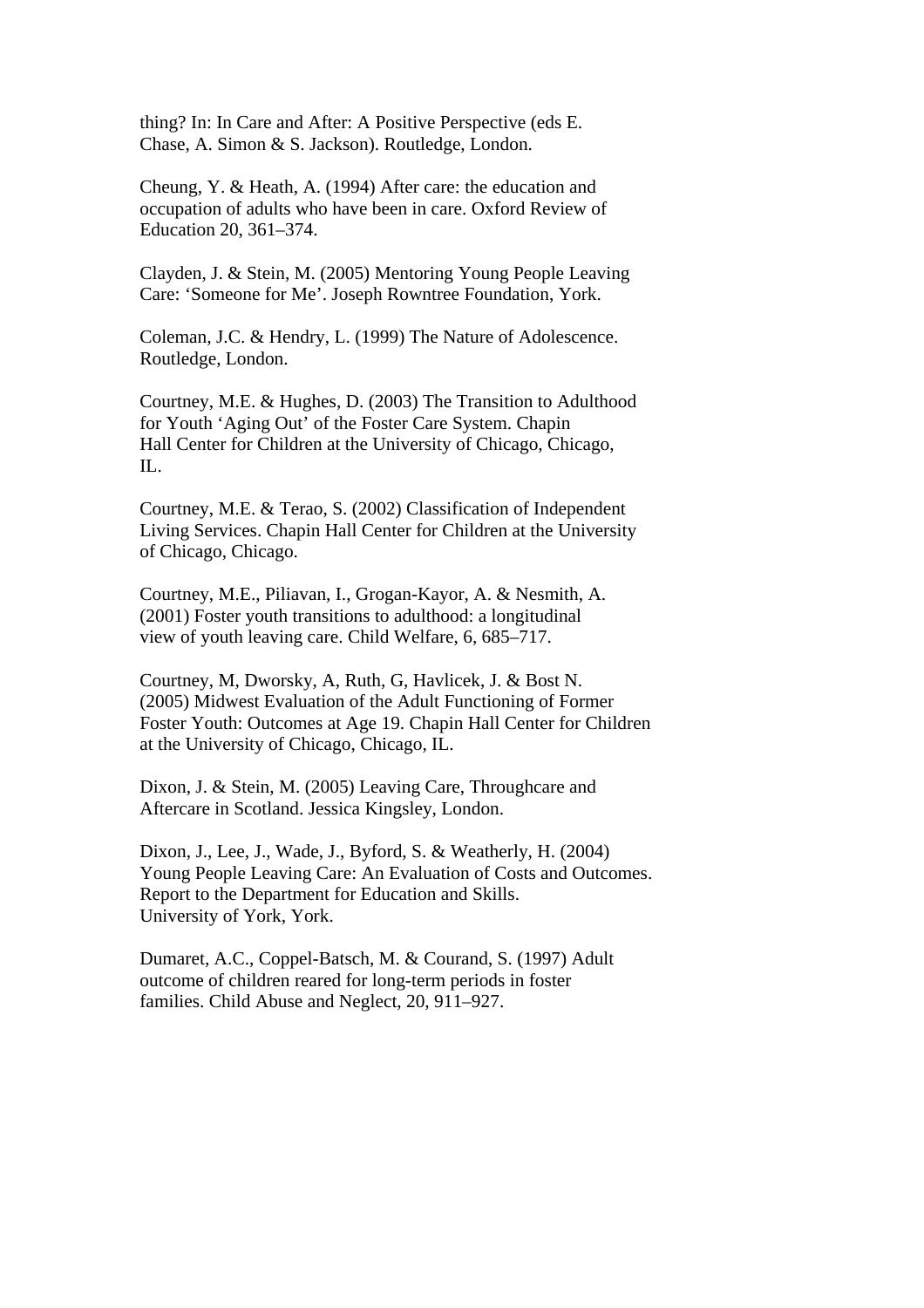thing? In: In Care and After: A Positive Perspective (eds E. Chase, A. Simon & S. Jackson). Routledge, London.

Cheung, Y. & Heath, A. (1994) After care: the education and occupation of adults who have been in care. Oxford Review of Education 20, 361–374.

Clayden, J. & Stein, M. (2005) Mentoring Young People Leaving Care: 'Someone for Me'. Joseph Rowntree Foundation, York.

Coleman, J.C. & Hendry, L. (1999) The Nature of Adolescence. Routledge, London.

Courtney, M.E. & Hughes, D. (2003) The Transition to Adulthood for Youth 'Aging Out' of the Foster Care System. Chapin Hall Center for Children at the University of Chicago, Chicago, IL.

Courtney, M.E. & Terao, S. (2002) Classification of Independent Living Services. Chapin Hall Center for Children at the University of Chicago, Chicago.

Courtney, M.E., Piliavan, I., Grogan-Kayor, A. & Nesmith, A. (2001) Foster youth transitions to adulthood: a longitudinal view of youth leaving care. Child Welfare, 6, 685–717.

Courtney, M, Dworsky, A, Ruth, G, Havlicek, J. & Bost N. (2005) Midwest Evaluation of the Adult Functioning of Former Foster Youth: Outcomes at Age 19. Chapin Hall Center for Children at the University of Chicago, Chicago, IL.

Dixon, J. & Stein, M. (2005) Leaving Care, Throughcare and Aftercare in Scotland. Jessica Kingsley, London.

Dixon, J., Lee, J., Wade, J., Byford, S. & Weatherly, H. (2004) Young People Leaving Care: An Evaluation of Costs and Outcomes. Report to the Department for Education and Skills. University of York, York.

Dumaret, A.C., Coppel-Batsch, M. & Courand, S. (1997) Adult outcome of children reared for long-term periods in foster families. Child Abuse and Neglect, 20, 911–927.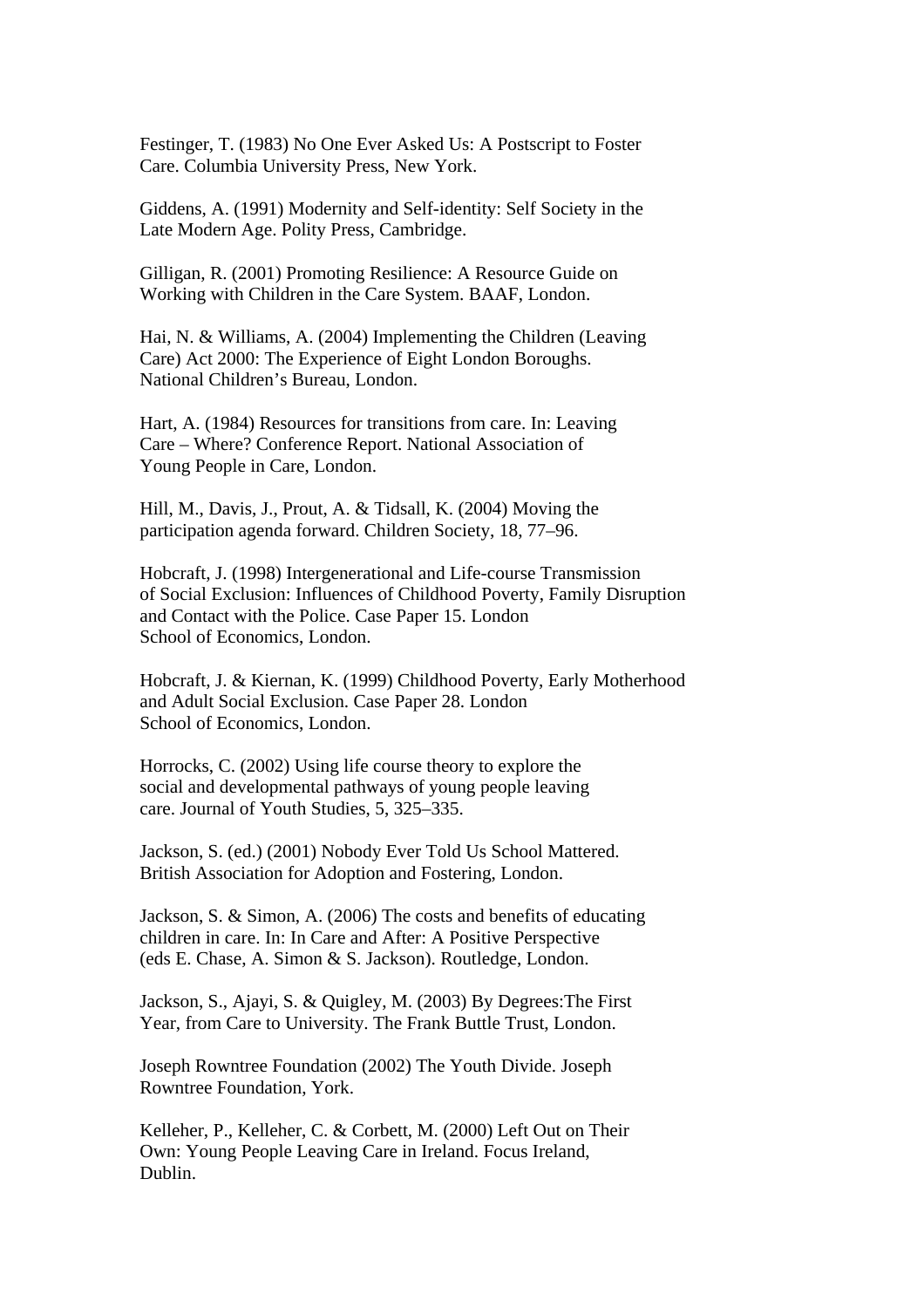Festinger, T. (1983) No One Ever Asked Us: A Postscript to Foster Care. Columbia University Press, New York.

Giddens, A. (1991) Modernity and Self-identity: Self Society in the Late Modern Age. Polity Press, Cambridge.

Gilligan, R. (2001) Promoting Resilience: A Resource Guide on Working with Children in the Care System. BAAF, London.

Hai, N. & Williams, A. (2004) Implementing the Children (Leaving Care) Act 2000: The Experience of Eight London Boroughs. National Children's Bureau, London.

Hart, A. (1984) Resources for transitions from care. In: Leaving Care – Where? Conference Report. National Association of Young People in Care, London.

Hill, M., Davis, J., Prout, A. & Tidsall, K. (2004) Moving the participation agenda forward. Children Society, 18, 77–96.

Hobcraft, J. (1998) Intergenerational and Life-course Transmission of Social Exclusion: Influences of Childhood Poverty, Family Disruption and Contact with the Police. Case Paper 15. London School of Economics, London.

Hobcraft, J. & Kiernan, K. (1999) Childhood Poverty, Early Motherhood and Adult Social Exclusion. Case Paper 28. London School of Economics, London.

Horrocks, C. (2002) Using life course theory to explore the social and developmental pathways of young people leaving care. Journal of Youth Studies, 5, 325–335.

Jackson, S. (ed.) (2001) Nobody Ever Told Us School Mattered. British Association for Adoption and Fostering, London.

Jackson, S. & Simon, A. (2006) The costs and benefits of educating children in care. In: In Care and After: A Positive Perspective (eds E. Chase, A. Simon & S. Jackson). Routledge, London.

Jackson, S., Ajayi, S. & Quigley, M. (2003) By Degrees:The First Year, from Care to University. The Frank Buttle Trust, London.

Joseph Rowntree Foundation (2002) The Youth Divide. Joseph Rowntree Foundation, York.

Kelleher, P., Kelleher, C. & Corbett, M. (2000) Left Out on Their Own: Young People Leaving Care in Ireland. Focus Ireland, Dublin.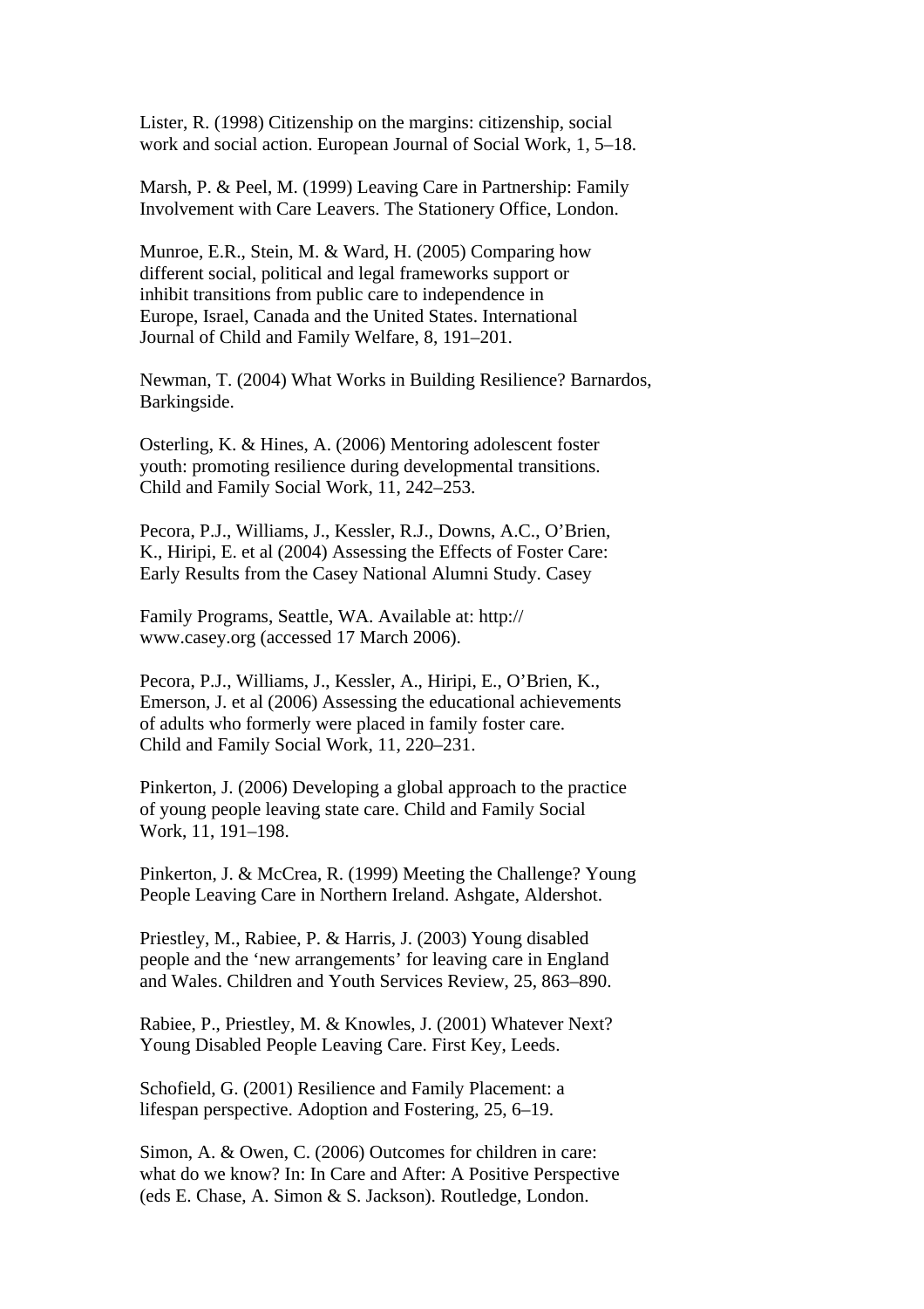Lister, R. (1998) Citizenship on the margins: citizenship, social work and social action. European Journal of Social Work, 1, 5–18.

Marsh, P. & Peel, M. (1999) Leaving Care in Partnership: Family Involvement with Care Leavers. The Stationery Office, London.

Munroe, E.R., Stein, M. & Ward, H. (2005) Comparing how different social, political and legal frameworks support or inhibit transitions from public care to independence in Europe, Israel, Canada and the United States. International Journal of Child and Family Welfare, 8, 191–201.

Newman, T. (2004) What Works in Building Resilience? Barnardos, Barkingside.

Osterling, K. & Hines, A. (2006) Mentoring adolescent foster youth: promoting resilience during developmental transitions. Child and Family Social Work, 11, 242–253.

Pecora, P.J., Williams, J., Kessler, R.J., Downs, A.C., O'Brien, K., Hiripi, E. et al (2004) Assessing the Effects of Foster Care: Early Results from the Casey National Alumni Study. Casey

Family Programs, Seattle, WA. Available at: http://www.casey.org (accessed 17 March 2006).

Pecora, P.J., Williams, J., Kessler, A., Hiripi, E., O'Brien, K., Emerson, J. et al (2006) Assessing the educational achievements of adults who formerly were placed in family foster care. Child and Family Social Work, 11, 220–231.

Pinkerton, J. (2006) Developing a global approach to the practice of young people leaving state care. Child and Family Social Work, 11, 191–198.

Pinkerton, J. & McCrea, R. (1999) Meeting the Challenge? Young People Leaving Care in Northern Ireland. Ashgate, Aldershot.

Priestley, M., Rabiee, P. & Harris, J. (2003) Young disabled people and the 'new arrangements' for leaving care in England and Wales. Children and Youth Services Review, 25, 863–890.

Rabiee, P., Priestley, M. & Knowles, J. (2001) Whatever Next? Young Disabled People Leaving Care. First Key, Leeds.

Schofield, G. (2001) Resilience and Family Placement: a lifespan perspective. Adoption and Fostering, 25, 6–19.

Simon, A. & Owen, C. (2006) Outcomes for children in care: what do we know? In: In Care and After: A Positive Perspective (eds E. Chase, A. Simon & S. Jackson). Routledge, London.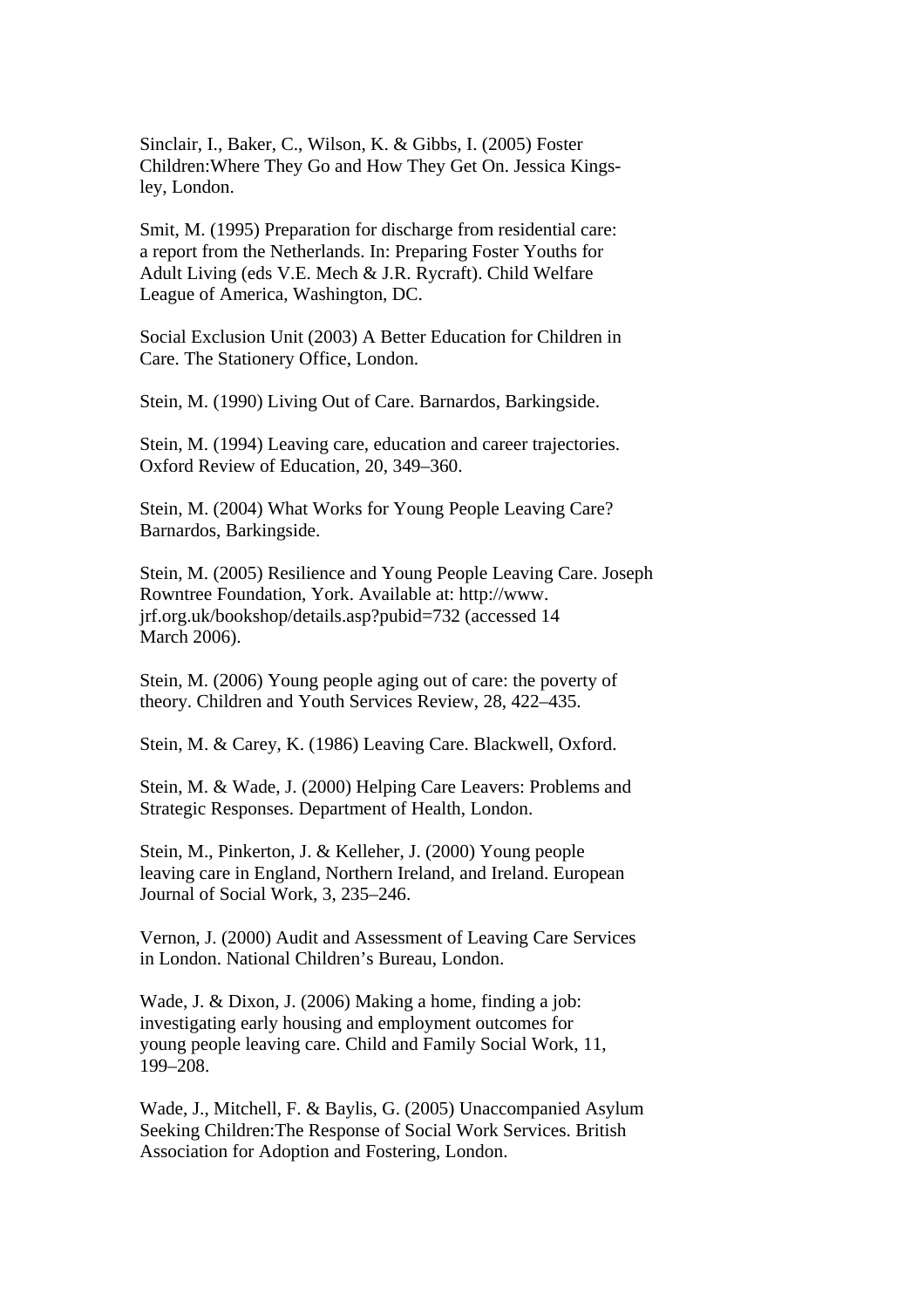Sinclair, I., Baker, C., Wilson, K. & Gibbs, I. (2005) Foster Children:Where They Go and How They Get On. Jessica Kingsley, London.

Smit, M. (1995) Preparation for discharge from residential care: a report from the Netherlands. In: Preparing Foster Youths for Adult Living (eds V.E. Mech & J.R. Rycraft). Child Welfare League of America, Washington, DC.

Social Exclusion Unit (2003) A Better Education for Children in Care. The Stationery Office, London.

Stein, M. (1990) Living Out of Care. Barnardos, Barkingside.

Stein, M. (1994) Leaving care, education and career trajectories. Oxford Review of Education, 20, 349–360.

Stein, M. (2004) What Works for Young People Leaving Care? Barnardos, Barkingside.

Stein, M. (2005) Resilience and Young People Leaving Care. Joseph Rowntree Foundation, York. Available at: http://www.jrf.org.uk/bookshop/details.asp?pubid=732 (accessed 14 March 2006).

Stein, M. (2006) Young people aging out of care: the poverty of theory. Children and Youth Services Review, 28, 422–435.

Stein, M. & Carey, K. (1986) Leaving Care. Blackwell, Oxford.

Stein, M. & Wade, J. (2000) Helping Care Leavers: Problems and Strategic Responses. Department of Health, London.

Stein, M., Pinkerton, J. & Kelleher, J. (2000) Young people leaving care in England, Northern Ireland, and Ireland. European Journal of Social Work, 3, 235–246.

Vernon, J. (2000) Audit and Assessment of Leaving Care Services in London. National Children's Bureau, London.

Wade, J. & Dixon, J. (2006) Making a home, finding a job: investigating early housing and employment outcomes for young people leaving care. Child and Family Social Work, 11, 199–208.

Wade, J., Mitchell, F. & Baylis, G. (2005) Unaccompanied Asylum Seeking Children:The Response of Social Work Services. British Association for Adoption and Fostering, London.